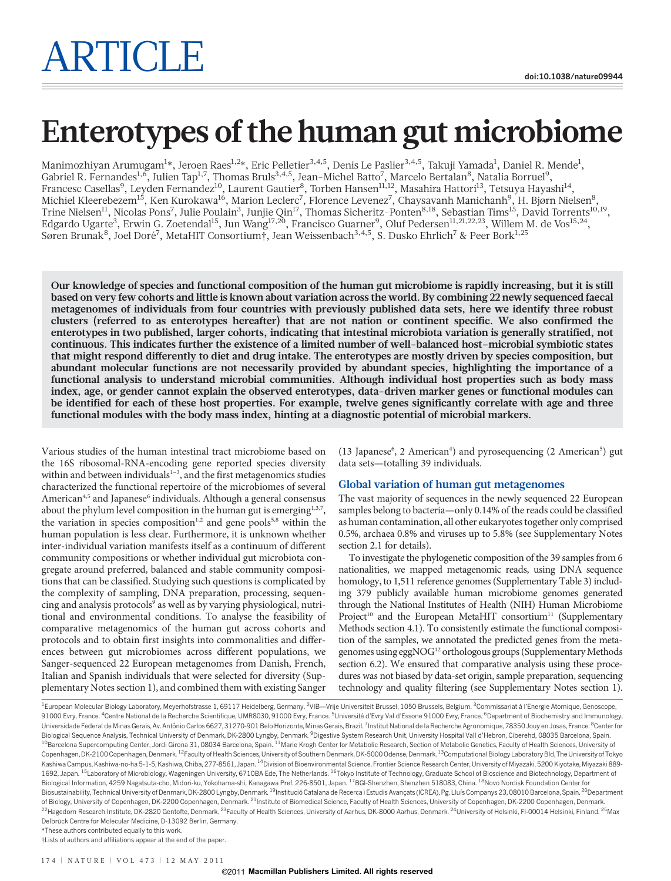# ARTICLE

doi:10.1038/nature09944

# Enterotypes of the human gut microbiome

Manimozhiyan Arumugam[1]*, Jeroen Raes[1,2]*, Eric Pelletier[3,4,5], Denis Le Paslier[3,4,5], Takuji Yamada[1], Daniel R. Mende[1], Gabriel R. Fernandes[1,6], Julien Tap[1,7], Thomas Bruls[3,4,5], Jean-Michel Batto[7], Marcelo Bertalan[8], Natalia Borruel[9], Francesc Casellas[9], Leyden Fernandez[10], Laurent Gautier[8], Torben Hansen[11,12], Masahira Hattori[13], Tetsuya Hayashi[14], Michiel Kleerebezem[15], Ken Kurokawa[16], Marion Leclerc[7], Florence Levenez[7], Chaysavanh Manichanh[9], H. Bjørn Nielsen[8], Trine Nielsen[11], Nicolas Pons[7], Julie Poulain[3], Junjie Qin[17], Thomas Sicheritz-Ponten[8,18], Sebastian Tims[15], David Torrents[10,19], Edgardo Ugarte[3], Erwin G. Zoetendal[15], Jun Wang[17,20], Francisco Guarner[9], Oluf Pedersen[11,21,22,23], Willem M. de Vos[15,24], Søren Brunak[8], Joel Doré[7], MetaHIT Consortium†, Jean Weissenbach[3,4,5], S. Dusko Ehrlich[7] & Peer Bork[1,25]

**Our knowledge of species and functional composition of the human gut microbiome is rapidly increasing, but it is still based on very few cohorts and little is known about variation across the world. By combining 22 newly sequenced faecal metagenomes of individuals from four countries with previously published data sets, here we identify three robust clusters (referred to as enterotypes hereafter) that are not nation or continent specific. We also confirmed the enterotypes in two published, larger cohorts, indicating that intestinal microbiota variation is generally stratified, not continuous. This indicates further the existence of a limited number of well-balanced host–microbial symbiotic states that might respond differently to diet and drug intake. The enterotypes are mostly driven by species composition, but abundant molecular functions are not necessarily provided by abundant species, highlighting the importance of a functional analysis to understand microbial communities. Although individual host properties such as body mass index, age, or gender cannot explain the observed enterotypes, data-driven marker genes or functional modules can be identified for each of these host properties. For example, twelve genes significantly correlate with age and three functional modules with the body mass index, hinting at a diagnostic potential of microbial markers.**

Various studies of the human intestinal tract microbiome based on the 16S ribosomal-RNA-encoding gene reported species diversity within and between individuals[1–3], and the first metagenomics studies characterized the functional repertoire of the microbiomes of several American[4,5] and Japanese[6] individuals. Although a general consensus about the phylum level composition in the human gut is emerging[1,3,7], the variation in species composition[1,2] and gene pools[5,8] within the human population is less clear. Furthermore, it is unknown whether inter-individual variation manifests itself as a continuum of different community compositions or whether individual gut microbiota congregate around preferred, balanced and stable community compositions that can be classified. Studying such questions is complicated by the complexity of sampling, DNA preparation, processing, sequencing and analysis protocols[9] as well as by varying physiological, nutritional and environmental conditions. To analyse the feasibility of comparative metagenomics of the human gut across cohorts and protocols and to obtain first insights into commonalities and differences between gut microbiomes across different populations, we Sanger-sequenced 22 European metagenomes from Danish, French, Italian and Spanish individuals that were selected for diversity (Supplementary Notes section 1), and combined them with existing Sanger (13 Japanese[6], 2 American[4]) and pyrosequencing (2 American[5]) gut data sets—totalling 39 individuals.

## Global variation of human gut metagenomes

The vast majority of sequences in the newly sequenced 22 European samples belong to bacteria—only 0.14% of the reads could be classified as human contamination, all other eukaryotes together only comprised 0.5%, archaea 0.8% and viruses up to 5.8% (see Supplementary Notes section 2.1 for details).

To investigate the phylogenetic composition of the 39 samples from 6 nationalities, we mapped metagenomic reads, using DNA sequence homology, to 1,511 reference genomes (Supplementary Table 3) including 379 publicly available human microbiome genomes generated through the National Institutes of Health (NIH) Human Microbiome Project[10] and the European MetaHIT consortium[11] (Supplementary Methods section 4.1). To consistently estimate the functional composition of the samples, we annotated the predicted genes from the metagenomes using eggNOG[12] orthologous groups (Supplementary Methods section 6.2). We ensured that comparative analysis using these procedures was not biased by data-set origin, sample preparation, sequencing technology and quality filtering (see Supplementary Notes section 1).

[1]European Molecular Biology Laboratory, Meyerhofstrasse 1, 69117 Heidelberg, Germany. [2]VIB—Vrije Universiteit Brussel, 1050 Brussels, Belgium. [3]Commissariat à l'Energie Atomique, Genoscope, 91000 Evry, France. [4]Centre National de la Recherche Scientifique, UMR8030, 91000 Evry, France. [5]Université d'Evry Val d'Essone 91000 Evry, France. [6]Department of Biochemistry and Immunology, Universidade Federal de Minas Gerais, Av. Antônio Carlos 6627, 31270-901 Belo Horizonte, Minas Gerais, Brazil. [7]Institut National de la Recherche Agronomique, 78350 Jouy en Josas, France. [8]Center for Biological Sequence Analysis, Technical University of Denmark, DK-2800 Lyngby, Denmark. [9]Digestive System Research Unit, University Hospital Vall d'Hebron, Ciberehd, 08035 Barcelona, Spain. [10]Barcelona Supercomputing Center, Jordi Girona 31, 08034 Barcelona, Spain. [11]Marie Krogh Center for Metabolic Research, Section of Metabolic Genetics, Faculty of Health Sciences, University of Copenhagen, DK-2100 Copenhagen, Denmark. [12]Faculty of Health Sciences, University of Southern Denmark, DK-5000 Odense, Denmark. [13]Computational Biology Laboratory Bld, The University of Tokyo Kashiwa Campus, Kashiwa-no-ha 5-1-5, Kashiwa, Chiba, 277-8561, Japan. [14]Division of Bioenvironmental Science, Frontier Science Research Center, University of Miyazaki, 5200 Kiyotake, Miyazaki 889-1692, Japan. [15]Laboratory of Microbiology, Wageningen University, 6710BA Ede, The Netherlands. [16]Tokyo Institute of Technology, Graduate School of Bioscience and Biotechnology, Department of Biological Information, 4259 Nagatsuta-cho, Midori-ku, Yokohama-shi, Kanagawa Pref. 226-8501, Japan. [17]BGI-Shenzhen, Shenzhen 518083, China. [18]Novo Nordisk Foundation Center for Biosustainability, Technical University of Denmark, DK-2800 Lyngby, Denmark. [19]Institució Catalana de Recerca i Estudis Avançats (ICREA), Pg. Lluís Companys 23, 08010 Barcelona, Spain. [20]Department of Biology, University of Copenhagen, DK-2200 Copenhagen, Denmark. [21]Institute of Biomedical Science, Faculty of Health Sciences, University of Copenhagen, DK-2200 Copenhagen, Denmark. [22]Hagedorn Research Institute, DK-2820 Gentofte, Denmark. [23]Faculty of Health Sciences, University of Aarhus, DK-8000 Aarhus, Denmark. [24]University of Helsinki, FI-00014 Helsinki, Finland. [25]Max Delbrück Centre for Molecular Medicine, D-13092 Berlin, Germany.

*These authors contributed equally to this work.

†Lists of authors and affiliations appear at the end of the paper.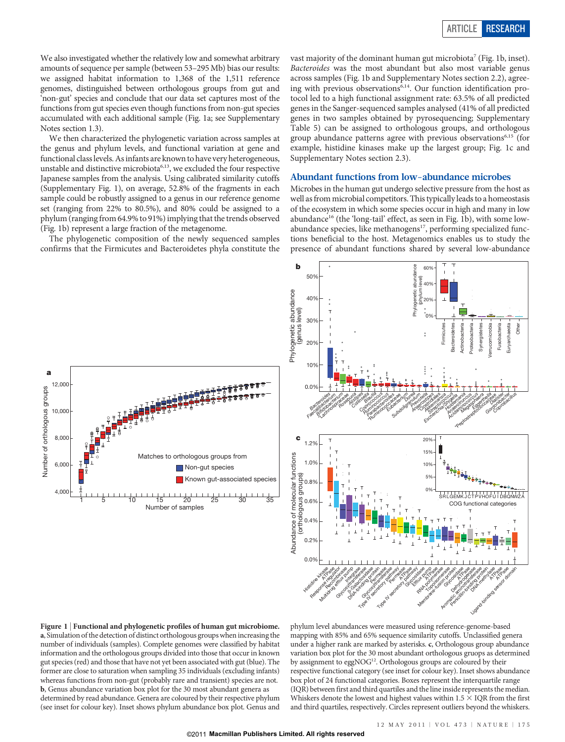We also investigated whether the relatively low and somewhat arbitrary amounts of sequence per sample (between 53–295 Mb) bias our results: we assigned habitat information to 1,368 of the 1,511 reference genomes, distinguished between orthologous groups from gut and 'non-gut' species and conclude that our data set captures most of the functions from gut species even though functions from non-gut species accumulated with each additional sample (Fig. 1a; see Supplementary Notes section 1.3).

We then characterized the phylogenetic variation across samples at the genus and phylum levels, and functional variation at gene and functional class levels. As infants are known to have very heterogeneous, unstable and distinctive microbiota[6,13], we excluded the four respective Japanese samples from the analysis. Using calibrated similarity cutoffs (Supplementary Fig. 1), on average, 52.8% of the fragments in each sample could be robustly assigned to a genus in our reference genome set (ranging from 22% to 80.5%), and 80% could be assigned to a phylum (ranging from 64.9% to 91%) implying that the trends observed (Fig. 1b) represent a large fraction of the metagenome.

The phylogenetic composition of the newly sequenced samples confirms that the Firmicutes and Bacteroidetes phyla constitute the vast majority of the dominant human gut microbiota[7] (Fig. 1b, inset). *Bacteroides* was the most abundant but also most variable genus across samples (Fig. 1b and Supplementary Notes section 2.2), agreeing with previous observations[6,14]. Our function identification protocol led to a high functional assignment rate: 63.5% of all predicted genes in the Sanger-sequenced samples analysed (41% of all predicted genes in two samples obtained by pyrosequencing; Supplementary Table 5) can be assigned to orthologous groups, and orthologous group abundance patterns agree with previous observations[6,15] (for example, histidine kinases make up the largest group; Fig. 1c and Supplementary Notes section 2.3).

## Abundant functions from low-abundance microbes

Microbes in the human gut undergo selective pressure from the host as well as from microbial competitors. This typically leads to a homeostasis of the ecosystem in which some species occur in high and many in low abundance[16] (the 'long-tail' effect, as seen in Fig. 1b), with some low-abundance species, like methanogens[17], performing specialized functions beneficial to the host. Metagenomics enables us to study the presence of abundant functions shared by several low-abundance

**Figure 1 | Functional and phylogenetic profiles of human gut microbiome.** **a**, Simulation of the detection of distinct orthologous groups when increasing the number of individuals (samples). Complete genomes were classified by habitat information and the orthologous groups divided into those that occur in known gut species (red) and those that have not yet been associated with gut (blue). The former are close to saturation when sampling 35 individuals (excluding infants) whereas functions from non-gut (probably rare and transient) species are not. **b**, Genus abundance variation box plot for the 30 most abundant genera as determined by read abundance. Genera are coloured by their respective phylum (see inset for colour key). Inset shows phylum abundance box plot. Genus and phylum level abundances were measured using reference-genome-based mapping with 85% and 65% sequence similarity cutoffs. Unclassified genera under a higher rank are marked by asterisks. **c**, Orthologous group abundance variation box plot for the 30 most abundant orthologous gruops as determined by assignment to eggNOG[12]. Orthologous groups are coloured by their respective functional category (see inset for colour key). Inset shows abundance box plot of 24 functional categories. Boxes represent the interquartile range (IQR) between first and third quartiles and the line inside represents the median. Whiskers denote the lowest and highest values within 1.5 × IQR from the first and third quartiles, respectively. Circles represent outliers beyond the whiskers.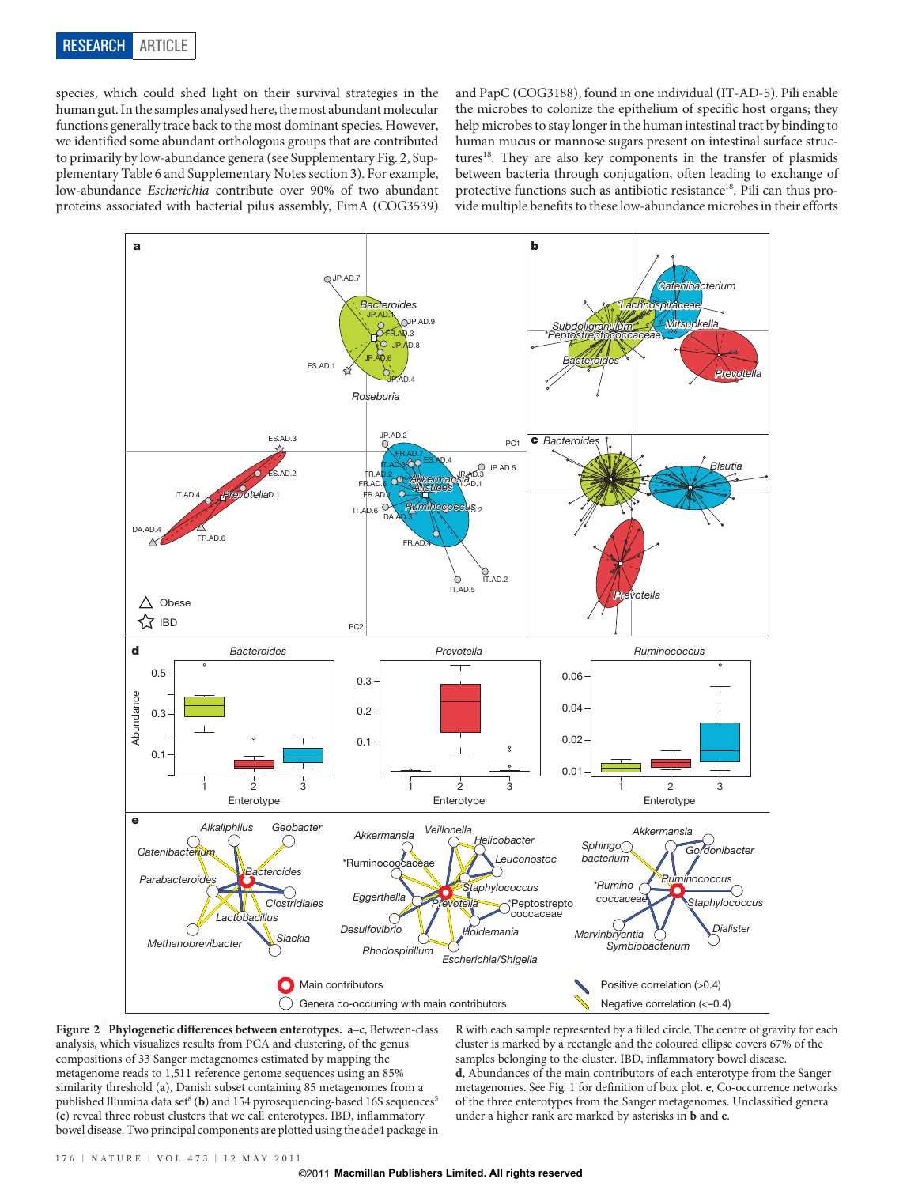species, which could shed light on their survival strategies in the human gut. In the samples analysed here, the most abundant molecular functions generally trace back to the most dominant species. However, we identified some abundant orthologous groups that are contributed to primarily by low-abundance genera (see Supplementary Fig. 2, Supplementary Table 6 and Supplementary Notes section 3). For example, low-abundance *Escherichia* contribute over 90% of two abundant proteins associated with bacterial pilus assembly, FimA (COG3539) and PapC (COG3188), found in one individual (IT-AD-5). Pili enable the microbes to colonize the epithelium of specific host organs; they help microbes to stay longer in the human intestinal tract by binding to human mucus or mannose sugars present on intestinal surface structures[18]. They are also key components in the transfer of plasmids between bacteria through conjugation, often leading to exchange of protective functions such as antibiotic resistance[18]. Pili can thus provide multiple benefits to these low-abundance microbes in their efforts

**Figure 2 | Phylogenetic differences between enterotypes.** **a–c**, Between-class analysis, which visualizes results from PCA and clustering, of the genus compositions of 33 Sanger metagenomes estimated by mapping the metagenome reads to 1,511 reference genome sequences using an 85% similarity threshold (**a**), Danish subset containing 85 metagenomes from a published Illumina data set[8] (**b**) and 154 pyrosequencing-based 16S sequences[5] (**c**) reveal three robust clusters that we call enterotypes. IBD, inflammatory bowel disease. Two principal components are plotted using the ade4 package in R with each sample represented by a filled circle. The centre of gravity for each cluster is marked by a rectangle and the coloured ellipse covers 67% of the samples belonging to the cluster. IBD, inflammatory bowel disease. **d**, Abundances of the main contributors of each enterotype from the Sanger metagenomes. See Fig. 1 for definition of box plot. **e**, Co-occurrence networks of the three enterotypes from the Sanger metagenomes. Unclassified genera under a higher rank are marked by asterisks in **b** and **e**.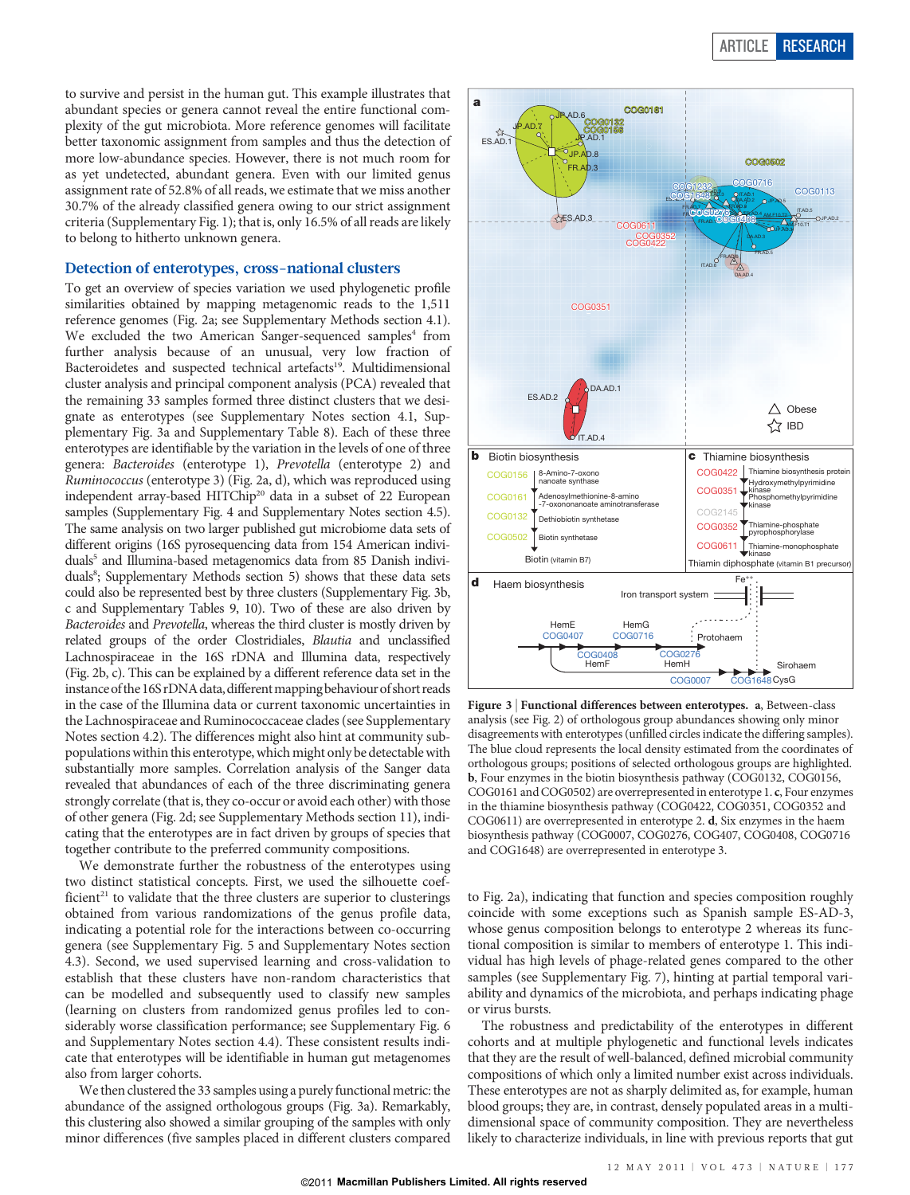to survive and persist in the human gut. This example illustrates that abundant species or genera cannot reveal the entire functional complexity of the gut microbiota. More reference genomes will facilitate better taxonomic assignment from samples and thus the detection of more low-abundance species. However, there is not much room for as yet undetected, abundant genera. Even with our limited genus assignment rate of 52.8% of all reads, we estimate that we miss another 30.7% of the already classified genera owing to our strict assignment criteria (Supplementary Fig. 1); that is, only 16.5% of all reads are likely to belong to hitherto unknown genera.

## Detection of enterotypes, cross-national clusters

To get an overview of species variation we used phylogenetic profile similarities obtained by mapping metagenomic reads to the 1,511 reference genomes (Fig. 2a; see Supplementary Methods section 4.1). We excluded the two American Sanger-sequenced samples[4] from further analysis because of an unusual, very low fraction of Bacteroidetes and suspected technical artefacts[19]. Multidimensional cluster analysis and principal component analysis (PCA) revealed that the remaining 33 samples formed three distinct clusters that we designate as enterotypes (see Supplementary Notes section 4.1, Supplementary Fig. 3a and Supplementary Table 8). Each of these three enterotypes are identifiable by the variation in the levels of one of three genera: *Bacteroides* (enterotype 1), *Prevotella* (enterotype 2) and *Ruminococcus* (enterotype 3) (Fig. 2a, d), which was reproduced using independent array-based HITChip[20] data in a subset of 22 European samples (Supplementary Fig. 4 and Supplementary Notes section 4.5). The same analysis on two larger published gut microbiome data sets of different origins (16S pyrosequencing data from 154 American individuals[5] and Illumina-based metagenomics data from 85 Danish individuals[8]; Supplementary Methods section 5) shows that these data sets could also be represented best by three clusters (Supplementary Fig. 3b, c and Supplementary Tables 9, 10). Two of these are also driven by *Bacteroides* and *Prevotella*, whereas the third cluster is mostly driven by related groups of the order Clostridiales, *Blautia* and unclassified Lachnospiraceae in the 16S rDNA and Illumina data, respectively (Fig. 2b, c). This can be explained by a different reference data set in the instance of the 16S rDNA data, different mapping behaviour of short reads in the case of the Illumina data or current taxonomic uncertainties in the Lachnospiraceae and Ruminococcaceae clades (see Supplementary Notes section 4.2). The differences might also hint at community subpopulations within this enterotype, which might only be detectable with substantially more samples. Correlation analysis of the Sanger data revealed that abundances of each of the three discriminating genera strongly correlate (that is, they co-occur or avoid each other) with those of other genera (Fig. 2d; see Supplementary Methods section 11), indicating that the enterotypes are in fact driven by groups of species that together contribute to the preferred community compositions.

We demonstrate further the robustness of the enterotypes using two distinct statistical concepts. First, we used the silhouette coefficient[21] to validate that the three clusters are superior to clusterings obtained from various randomizations of the genus profile data, indicating a potential role for the interactions between co-occurring genera (see Supplementary Fig. 5 and Supplementary Notes section 4.3). Second, we used supervised learning and cross-validation to establish that these clusters have non-random characteristics that can be modelled and subsequently used to classify new samples (learning on clusters from randomized genus profiles led to considerably worse classification performance; see Supplementary Fig. 6 and Supplementary Notes section 4.4). These consistent results indicate that enterotypes will be identifiable in human gut metagenomes also from larger cohorts.

We then clustered the 33 samples using a purely functional metric: the abundance of the assigned orthologous groups (Fig. 3a). Remarkably, this clustering also showed a similar grouping of the samples with only minor differences (five samples placed in different clusters compared to Fig. 2a), indicating that function and species composition roughly coincide with some exceptions such as Spanish sample ES-AD-3, whose genus composition belongs to enterotype 2 whereas its functional composition is similar to members of enterotype 1. This individual has high levels of phage-related genes compared to the other samples (see Supplementary Fig. 7), hinting at partial temporal variability and dynamics of the microbiota, and perhaps indicating phage or virus bursts.

The robustness and predictability of the enterotypes in different cohorts and at multiple phylogenetic and functional levels indicates that they are the result of well-balanced, defined microbial community compositions of which only a limited number exist across individuals. These enterotypes are not as sharply delimited as, for example, human blood groups; they are, in contrast, densely populated areas in a multidimensional space of community composition. They are nevertheless likely to characterize individuals, in line with previous reports that gut

**Figure 3 | Functional differences between enterotypes.** **a**, Between-class analysis (see Fig. 2) of orthologous group abundances showing only minor disagreements with enterotypes (unfilled circles indicate the differing samples). The blue cloud represents the local density estimated from the coordinates of orthologous groups; positions of selected orthologous groups are highlighted. **b**, Four enzymes in the biotin biosynthesis pathway (COG0132, COG0156, COG0161 and COG0502) are overrepresented in enterotype 1. **c**, Four enzymes in the thiamine biosynthesis pathway (COG0422, COG0351, COG0352 and COG0611) are overrepresented in enterotype 2. **d**, Six enzymes in the haem biosynthesis pathway (COG0007, COG0276, COG407, COG0408, COG0716 and COG1648) are overrepresented in enterotype 3.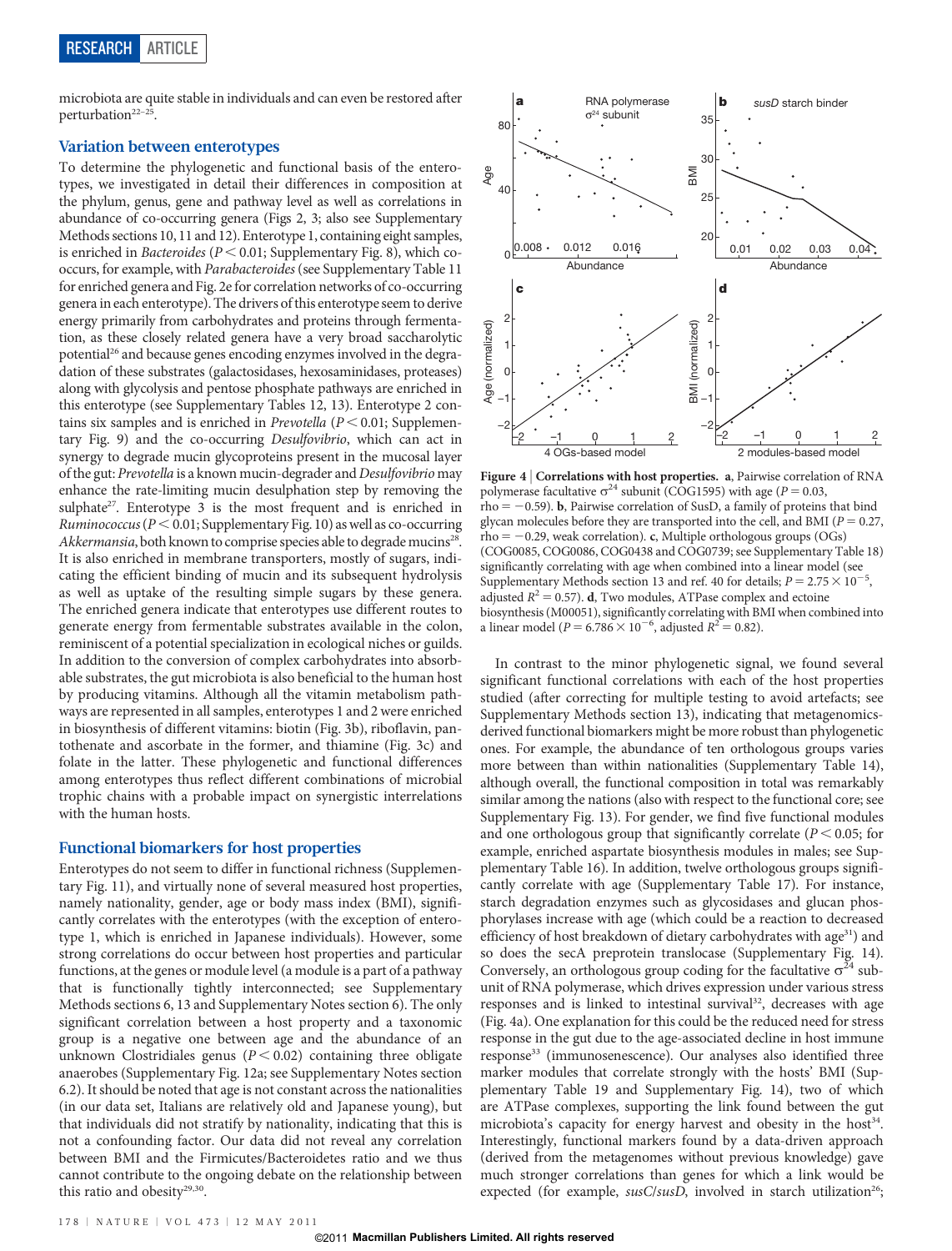microbiota are quite stable in individuals and can even be restored after perturbation[22–25].

## Variation between enterotypes

To determine the phylogenetic and functional basis of the enterotypes, we investigated in detail their differences in composition at the phylum, genus, gene and pathway level as well as correlations in abundance of co-occurring genera (Figs 2, 3; also see Supplementary Methods sections 10, 11 and 12). Enterotype 1, containing eight samples, is enriched in *Bacteroides* ($P < 0.01$; Supplementary Fig. 8), which co-occurs, for example, with *Parabacteroides* (see Supplementary Table 11 for enriched genera and Fig. 2e for correlation networks of co-occurring genera in each enterotype). The drivers of this enterotype seem to derive energy primarily from carbohydrates and proteins through fermentation, as these closely related genera have a very broad saccharolytic potential[26] and because genes encoding enzymes involved in the degradation of these substrates (galactosidases, hexosaminidases, proteases) along with glycolysis and pentose phosphate pathways are enriched in this enterotype (see Supplementary Tables 12, 13). Enterotype 2 contains six samples and is enriched in *Prevotella* ($P < 0.01$; Supplementary Fig. 9) and the co-occurring *Desulfovibrio*, which can act in synergy to degrade mucin glycoproteins present in the mucosal layer of the gut: *Prevotella* is a known mucin-degrader and *Desulfovibrio* may enhance the rate-limiting mucin desulphation step by removing the sulphate[27]. Enterotype 3 is the most frequent and is enriched in *Ruminococcus* ($P < 0.01$; Supplementary Fig. 10) as well as co-occurring *Akkermansia*, both known to comprise species able to degrade mucins[28]. It is also enriched in membrane transporters, mostly of sugars, indicating the efficient binding of mucin and its subsequent hydrolysis as well as uptake of the resulting simple sugars by these genera. The enriched genera indicate that enterotypes use different routes to generate energy from fermentable substrates available in the colon, reminiscent of a potential specialization in ecological niches or guilds. In addition to the conversion of complex carbohydrates into absorbable substrates, the gut microbiota is also beneficial to the human host by producing vitamins. Although all the vitamin metabolism pathways are represented in all samples, enterotypes 1 and 2 were enriched in biosynthesis of different vitamins: biotin (Fig. 3b), riboflavin, pantothenate and ascorbate in the former, and thiamine (Fig. 3c) and folate in the latter. These phylogenetic and functional differences among enterotypes thus reflect different combinations of microbial trophic chains with a probable impact on synergistic interrelations with the human hosts.

## Functional biomarkers for host properties

Enterotypes do not seem to differ in functional richness (Supplementary Fig. 11), and virtually none of several measured host properties, namely nationality, gender, age or body mass index (BMI), significantly correlates with the enterotypes (with the exception of enterotype 1, which is enriched in Japanese individuals). However, some strong correlations do occur between host properties and particular functions, at the genes or module level (a module is a part of a pathway that is functionally tightly interconnected; see Supplementary Methods sections 6, 13 and Supplementary Notes section 6). The only significant correlation between a host property and a taxonomic group is a negative one between age and the abundance of an unknown Clostridiales genus ($P < 0.02$) containing three obligate anaerobes (Supplementary Fig. 12a; see Supplementary Notes section 6.2). It should be noted that age is not constant across the nationalities (in our data set, Italians are relatively old and Japanese young), but that individuals did not stratify by nationality, indicating that this is not a confounding factor. Our data did not reveal any correlation between BMI and the Firmicutes/Bacteroidetes ratio and we thus cannot contribute to the ongoing debate on the relationship between this ratio and obesity[29,30].

**Figure 4 | Correlations with host properties.** **a**, Pairwise correlation of RNA polymerase facultative $\sigma^{24}$ subunit (COG1595) with age ($P = 0.03$, rho $= -0.59$). **b**, Pairwise correlation of SusD, a family of proteins that bind glycan molecules before they are transported into the cell, and BMI ($P = 0.27$, rho $= -0.29$, weak correlation). **c**, Multiple orthologous groups (OGs) (COG0085, COG0086, COG0438 and COG0739; see Supplementary Table 18) significantly correlating with age when combined into a linear model (see Supplementary Methods section 13 and ref. 40 for details; $P = 2.75 \times 10^{-5}$, adjusted $R^2 = 0.57$). **d**, Two modules, ATPase complex and ectoine biosynthesis (M00051), significantly correlating with BMI when combined into a linear model ($P = 6.786 \times 10^{-6}$, adjusted $R^2 = 0.82$).

In contrast to the minor phylogenetic signal, we found several significant functional correlations with each of the host properties studied (after correcting for multiple testing to avoid artefacts; see Supplementary Methods section 13), indicating that metagenomics-derived functional biomarkers might be more robust than phylogenetic ones. For example, the abundance of ten orthologous groups varies more between than within nationalities (Supplementary Table 14), although overall, the functional composition in total was remarkably similar among the nations (also with respect to the functional core; see Supplementary Fig. 13). For gender, we find five functional modules and one orthologous group that significantly correlate ($P < 0.05$; for example, enriched aspartate biosynthesis modules in males; see Supplementary Table 16). In addition, twelve orthologous groups significantly correlate with age (Supplementary Table 17). For instance, starch degradation enzymes such as glycosidases and glucan phosphorylases increase with age (which could be a reaction to decreased efficiency of host breakdown of dietary carbohydrates with age[31]) and so does the secA preprotein translocase (Supplementary Fig. 14). Conversely, an orthologous group coding for the facultative $\sigma^{24}$ subunit of RNA polymerase, which drives expression under various stress responses and is linked to intestinal survival[32], decreases with age (Fig. 4a). One explanation for this could be the reduced need for stress response in the gut due to the age-associated decline in host immune response[33] (immunosenescence). Our analyses also identified three marker modules that correlate strongly with the hosts' BMI (Supplementary Table 19 and Supplementary Fig. 14), two of which are ATPase complexes, supporting the link found between the gut microbiota's capacity for energy harvest and obesity in the host[34]. Interestingly, functional markers found by a data-driven approach (derived from the metagenomes without previous knowledge) gave much stronger correlations than genes for which a link would be expected (for example, *susC*/*susD*, involved in starch utilization[26];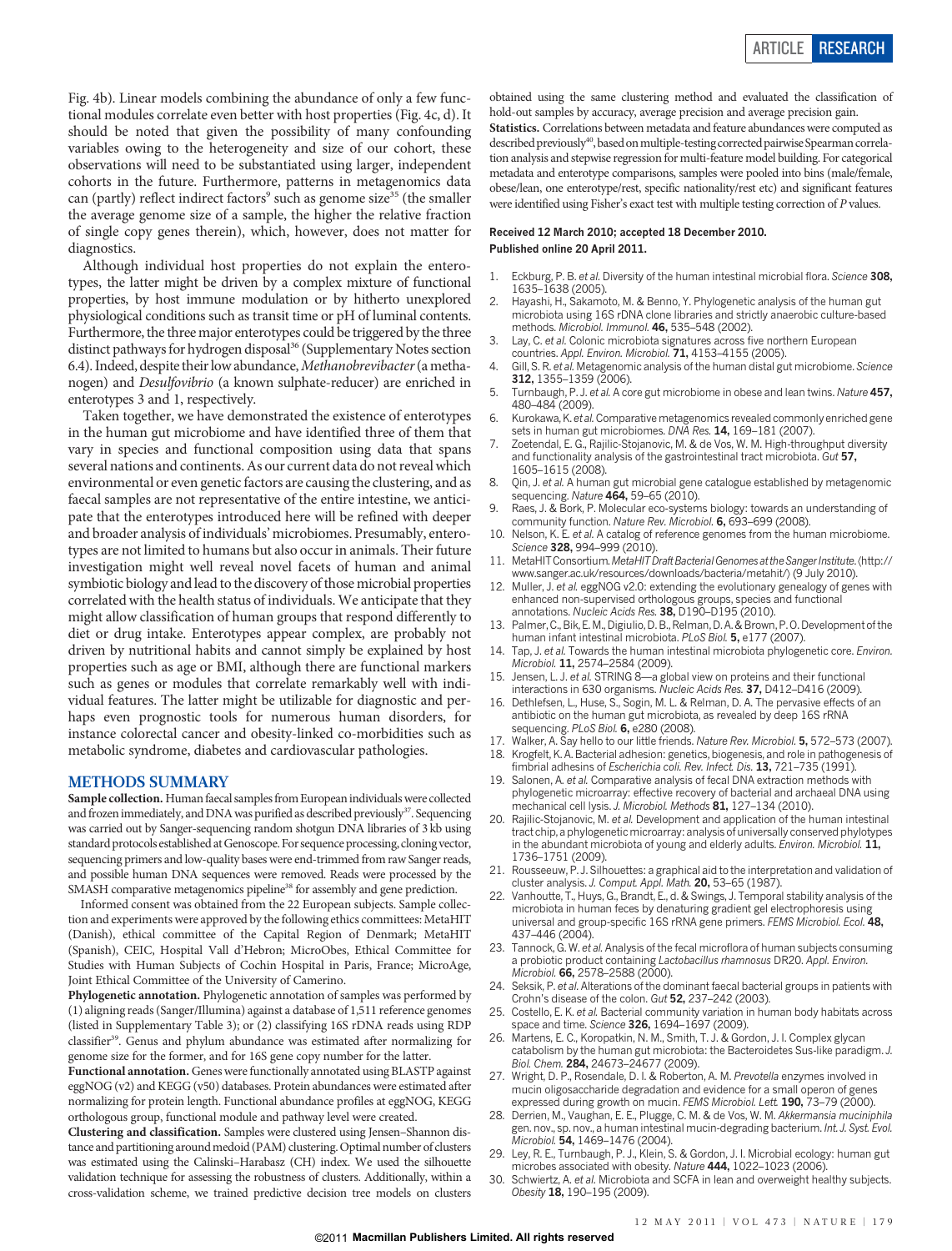Fig. 4b). Linear models combining the abundance of only a few functional modules correlate even better with host properties (Fig. 4c, d). It should be noted that given the possibility of many confounding variables owing to the heterogeneity and size of our cohort, these observations will need to be substantiated using larger, independent cohorts in the future. Furthermore, patterns in metagenomics data can (partly) reflect indirect factors[9] such as genome size[35] (the smaller the average genome size of a sample, the higher the relative fraction of single copy genes therein), which, however, does not matter for diagnostics.

Although individual host properties do not explain the enterotypes, the latter might be driven by a complex mixture of functional properties, by host immune modulation or by hitherto unexplored physiological conditions such as transit time or pH of luminal contents. Furthermore, the three major enterotypes could be triggered by the three distinct pathways for hydrogen disposal[36] (Supplementary Notes section 6.4). Indeed, despite their low abundance, *Methanobrevibacter* (a methanogen) and *Desulfovibrio* (a known sulphate-reducer) are enriched in enterotypes 3 and 1, respectively.

Taken together, we have demonstrated the existence of enterotypes in the human gut microbiome and have identified three of them that vary in species and functional composition using data that spans several nations and continents. As our current data do not reveal which environmental or even genetic factors are causing the clustering, and as faecal samples are not representative of the entire intestine, we anticipate that the enterotypes introduced here will be refined with deeper and broader analysis of individuals' microbiomes. Presumably, enterotypes are not limited to humans but also occur in animals. Their future investigation might well reveal novel facets of human and animal symbiotic biology and lead to the discovery of those microbial properties correlated with the health status of individuals. We anticipate that they might allow classification of human groups that respond differently to diet or drug intake. Enterotypes appear complex, are probably not driven by nutritional habits and cannot simply be explained by host properties such as age or BMI, although there are functional markers such as genes or modules that correlate remarkably well with individual features. The latter might be utilizable for diagnostic and perhaps even prognostic tools for numerous human disorders, for instance colorectal cancer and obesity-linked co-morbidities such as metabolic syndrome, diabetes and cardiovascular pathologies.

## METHODS SUMMARY

**Sample collection.** Human faecal samples from European individuals were collected and frozen immediately, and DNA was purified as described previously[37]. Sequencing was carried out by Sanger-sequencing random shotgun DNA libraries of 3 kb using standard protocols established at Genoscope. For sequence processing, cloning vector, sequencing primers and low-quality bases were end-trimmed from raw Sanger reads, and possible human DNA sequences were removed. Reads were processed by the SMASH comparative metagenomics pipeline[38] for assembly and gene prediction.

Informed consent was obtained from the 22 European subjects. Sample collection and experiments were approved by the following ethics committees: MetaHIT (Danish), ethical committee of the Capital Region of Denmark; MetaHIT (Spanish), CEIC, Hospital Vall d'Hebron; MicroObes, Ethical Committee for Studies with Human Subjects of Cochin Hospital in Paris, France; MicroAge, Joint Ethical Committee of the University of Camerino.

**Phylogenetic annotation.** Phylogenetic annotation of samples was performed by (1) aligning reads (Sanger/Illumina) against a database of 1,511 reference genomes (listed in Supplementary Table 3); or (2) classifying 16S rDNA reads using RDP classifier[39]. Genus and phylum abundance was estimated after normalizing for genome size for the former, and for 16S gene copy number for the latter.

**Functional annotation.** Genes were functionally annotated using BLASTP against eggNOG (v2) and KEGG (v50) databases. Protein abundances were estimated after normalizing for protein length. Functional abundance profiles at eggNOG, KEGG orthologous group, functional module and pathway level were created.

**Clustering and classification.** Samples were clustered using Jensen–Shannon distance and partitioning around medoid (PAM) clustering. Optimal number of clusters was estimated using the Calinski–Harabasz (CH) index. We used the silhouette validation technique for assessing the robustness of clusters. Additionally, within a cross-validation scheme, we trained predictive decision tree models on clusters obtained using the same clustering method and evaluated the classification of hold-out samples by accuracy, average precision and average precision gain.

**Statistics.** Correlations between metadata and feature abundances were computed as described previously[40], based on multiple-testing corrected pairwise Spearman correlation analysis and stepwise regression for multi-feature model building. For categorical metadata and enterotype comparisons, samples were pooled into bins (male/female, obese/lean, one enterotype/rest, specific nationality/rest etc) and significant features were identified using Fisher's exact test with multiple testing correction of *P* values.

**Received 12 March 2010; accepted 18 December 2010.**
**Published online 20 April 2011.**

1. Eckburg, P. B. *et al.* Diversity of the human intestinal microbial flora. *Science* **308,** 1635–1638 (2005).
2. Hayashi, H., Sakamoto, M. & Benno, Y. Phylogenetic analysis of the human gut microbiota using 16S rDNA clone libraries and strictly anaerobic culture-based methods. *Microbiol. Immunol.* **46,** 535–548 (2002).
3. Lay, C. *et al.* Colonic microbiota signatures across five northern European countries. *Appl. Environ. Microbiol.* **71,** 4153–4155 (2005).
4. Gill, S. R. *et al.* Metagenomic analysis of the human distal gut microbiome. *Science* **312,** 1355–1359 (2006).
5. Turnbaugh, P. J. *et al.* A core gut microbiome in obese and lean twins. *Nature* **457,** 480–484 (2009).
6. Kurokawa, K. *et al.* Comparative metagenomics revealed commonly enriched gene sets in human gut microbiomes. *DNA Res.* **14,** 169–181 (2007).
7. Zoetendal, E. G., Rajilic-Stojanovic, M. & de Vos, W. M. High-throughput diversity and functionality analysis of the gastrointestinal tract microbiota. *Gut* **57,** 1605–1615 (2008).
8. Qin, J. *et al.* A human gut microbial gene catalogue established by metagenomic sequencing. *Nature* **464,** 59–65 (2010).
9. Raes, J. & Bork, P. Molecular eco-systems biology: towards an understanding of community function. *Nature Rev. Microbiol.* **6,** 693–699 (2008).
10. Nelson, K. E. *et al.* A catalog of reference genomes from the human microbiome. *Science* **328,** 994–999 (2010).
11. MetaHIT Consortium. *MetaHIT Draft Bacterial Genomes at the Sanger Institute.* 〈http://www.sanger.ac.uk/resources/downloads/bacteria/metahit/〉 (9 July 2010).
12. Muller, J. *et al.* eggNOG v2.0: extending the evolutionary genealogy of genes with enhanced non-supervised orthologous groups, species and functional annotations. *Nucleic Acids Res.* **38,** D190–D195 (2010).
13. Palmer, C., Bik, E. M., Digiulio, D. B., Relman, D. A. & Brown, P. O. Development of the human infant intestinal microbiota. *PLoS Biol.* **5,** e177 (2007).
14. Tap, J. *et al.* Towards the human intestinal microbiota phylogenetic core. *Environ. Microbiol.* **11,** 2574–2584 (2009).
15. Jensen, L. J. *et al.* STRING 8—a global view on proteins and their functional interactions in 630 organisms. *Nucleic Acids Res.* **37,** D412–D416 (2009).
16. Dethlefsen, L., Huse, S., Sogin, M. L. & Relman, D. A. The pervasive effects of an antibiotic on the human gut microbiota, as revealed by deep 16S rRNA sequencing. *PLoS Biol.* **6,** e280 (2008).
17. Walker, A. Say hello to our little friends. *Nature Rev. Microbiol.* **5,** 572–573 (2007).
18. Krogfelt, K. A. Bacterial adhesion: genetics, biogenesis, and role in pathogenesis of fimbrial adhesins of *Escherichia coli*. *Rev. Infect. Dis.* **13,** 721–735 (1991).
19. Salonen, A. *et al.* Comparative analysis of fecal DNA extraction methods with phylogenetic microarray: effective recovery of bacterial and archaeal DNA using mechanical cell lysis. *J. Microbiol. Methods* **81,** 127–134 (2010).
20. Rajilic-Stojanovic, M. *et al.* Development and application of the human intestinal tract chip, a phylogenetic microarray: analysis of universally conserved phylotypes in the abundant microbiota of young and elderly adults. *Environ. Microbiol.* **11,** 1736–1751 (2009).
21. Rousseeuw, P. J. Silhouettes: a graphical aid to the interpretation and validation of cluster analysis. *J. Comput. Appl. Math.* **20,** 53–65 (1987).
22. Vanhoutte, T., Huys, G., Brandt, E., d. & Swings, J. Temporal stability analysis of the microbiota in human feces by denaturing gradient gel electrophoresis using universal and group-specific 16S rRNA gene primers. *FEMS Microbiol. Ecol.* **48,** 437–446 (2004).
23. Tannock, G. W. *et al.* Analysis of the fecal microflora of human subjects consuming a probiotic product containing *Lactobacillus rhamnosus* DR20. *Appl. Environ. Microbiol.* **66,** 2578–2588 (2000).
24. Seksik, P. *et al.* Alterations of the dominant faecal bacterial groups in patients with Crohn's disease of the colon. *Gut* **52,** 237–242 (2003).
25. Costello, E. K. *et al.* Bacterial community variation in human body habitats across space and time. *Science* **326,** 1694–1697 (2009).
26. Martens, E. C., Koropatkin, N. M., Smith, T. J. & Gordon, J. I. Complex glycan catabolism by the human gut microbiota: the Bacteroidetes Sus-like paradigm. *J. Biol. Chem.* **284,** 24673–24677 (2009).
27. Wright, D. P., Rosendale, D. I. & Roberton, A. M. *Prevotella* enzymes involved in mucin oligosaccharide degradation and evidence for a small operon of genes expressed during growth on mucin. *FEMS Microbiol. Lett.* **190,** 73–79 (2000).
28. Derrien, M., Vaughan, E. E., Plugge, C. M. & de Vos, W. M. *Akkermansia muciniphila* gen. nov., sp. nov., a human intestinal mucin-degrading bacterium. *Int. J. Syst. Evol. Microbiol.* **54,** 1469–1476 (2004).
29. Ley, R. E., Turnbaugh, P. J., Klein, S. & Gordon, J. I. Microbial ecology: human gut microbes associated with obesity. *Nature* **444,** 1022–1023 (2006).
30. Schwiertz, A. *et al.* Microbiota and SCFA in lean and overweight healthy subjects. *Obesity* **18,** 190–195 (2009).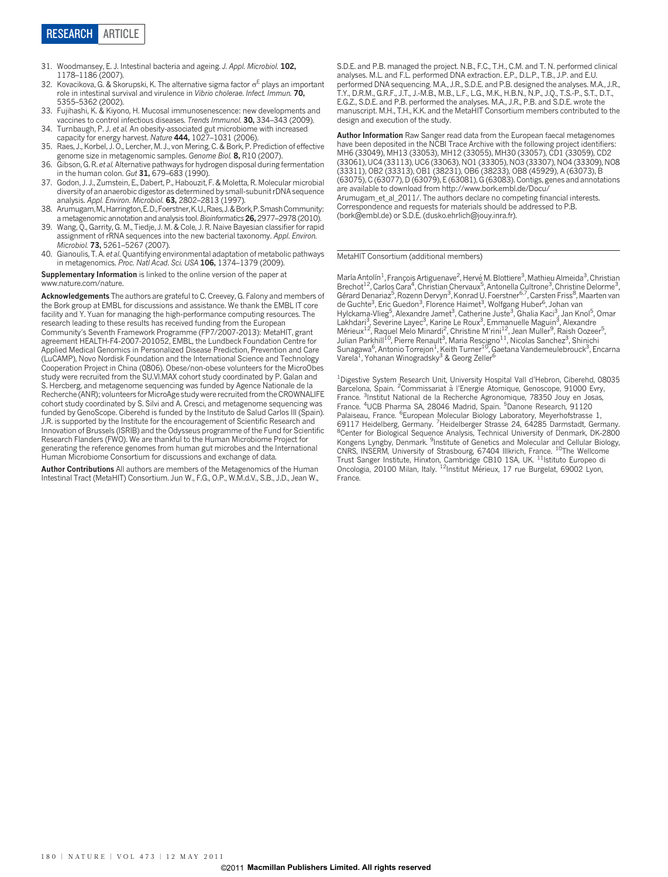31. Woodmansey, E. J. Intestinal bacteria and ageing. *J. Appl. Microbiol.* **102,** 1178–1186 (2007).
32. Kovacikova, G. & Skorupski, K. The alternative sigma factor $\sigma^E$ plays an important role in intestinal survival and virulence in *Vibrio cholerae*. *Infect. Immun.* **70,** 5355–5362 (2002).
33. Fujihashi, K. & Kiyono, H. Mucosal immunosenescence: new developments and vaccines to control infectious diseases. *Trends Immunol.* **30,** 334–343 (2009).
34. Turnbaugh, P. J. *et al.* An obesity-associated gut microbiome with increased capacity for energy harvest. *Nature* **444,** 1027–1031 (2006).
35. Raes, J., Korbel, J. O., Lercher, M. J., von Mering, C. & Bork, P. Prediction of effective genome size in metagenomic samples. *Genome Biol.* **8,** R10 (2007).
36. Gibson, G. R. *et al.* Alternative pathways for hydrogen disposal during fermentation in the human colon. *Gut* **31,** 679–683 (1990).
37. Godon, J. J., Zumstein, E., Dabert, P., Habouzit, F. & Moletta, R. Molecular microbial diversity of an anaerobic digestor as determined by small-subunit rDNA sequence analysis. *Appl. Environ. Microbiol.* **63,** 2802–2813 (1997).
38. Arumugam, M., Harrington, E. D., Foerstner, K. U., Raes, J. & Bork, P. Smash Community: a metagenomic annotation and analysis tool. *Bioinformatics* **26,** 2977–2978 (2010).
39. Wang, Q., Garrity, G. M., Tiedje, J. M. & Cole, J. R. Naive Bayesian classifier for rapid assignment of rRNA sequences into the new bacterial taxonomy. *Appl. Environ. Microbiol.* **73,** 5261–5267 (2007).
40. Gianoulis, T. A. *et al.* Quantifying environmental adaptation of metabolic pathways in metagenomics. *Proc. Natl Acad. Sci. USA* **106,** 1374–1379 (2009).

**Supplementary Information** is linked to the online version of the paper at www.nature.com/nature.

**Acknowledgements** The authors are grateful to C. Creevey, G. Falony and members of the Bork group at EMBL for discussions and assistance. We thank the EMBL IT core facility and Y. Yuan for managing the high-performance computing resources. The research leading to these results has received funding from the European Community's Seventh Framework Programme (FP7/2007-2013): MetaHIT, grant agreement HEALTH-F4-2007-201052, EMBL, the Lundbeck Foundation Centre for Applied Medical Genomics in Personalized Disease Prediction, Prevention and Care (LuCAMP), Novo Nordisk Foundation and the International Science and Technology Cooperation Project in China (0806). Obese/non-obese volunteers for the MicroObes study were recruited from the SU.VI.MAX cohort study coordinated by P. Galan and S. Hercberg, and metagenome sequencing was funded by Agence Nationale de la Recherche (ANR); volunteers for MicroAge study were recruited from the CROWNALIFE cohort study coordinated by S. Silvi and A. Cresci, and metagenome sequencing was funded by GenoScope. Ciberehd is funded by the Instituto de Salud Carlos III (Spain). J.R. is supported by the Institute for the encouragement of Scientific Research and Innovation of Brussels (ISRIB) and the Odysseus programme of the Fund for Scientific Research Flanders (FWO). We are thankful to the Human Microbiome Project for generating the reference genomes from human gut microbes and the International Human Microbiome Consortium for discussions and exchange of data.

**Author Contributions** All authors are members of the Metagenomics of the Human Intestinal Tract (MetaHIT) Consortium. Jun W., F.G., O.P., W.M.d.V., S.B., J.D., Jean W., S.D.E. and P.B. managed the project. N.B., F.C., T.H., C.M. and T. N. performed clinical analyses. M.L. and F.L. performed DNA extraction. E.P., D.L.P., T.B., J.P. and E.U. performed DNA sequencing. M.A., J.R., S.D.E. and P.B. designed the analyses. M.A., J.R., T.Y., D.R.M., G.R.F., J.T., J.-M.B., M.B., L.F., L.G., M.K., H.B.N., N.P., J.Q., T.S.-P., S.T., D.T., E.G.Z., S.D.E. and P.B. performed the analyses. M.A., J.R., P.B. and S.D.E. wrote the manuscript. M.H., T.H., K.K. and the MetaHIT Consortium members contributed to the design and execution of the study.

**Author Information** Raw Sanger read data from the European faecal metagenomes have been deposited in the NCBI Trace Archive with the following project identifiers: MH6 (33049), MH13 (33053), MH12 (33055), MH30 (33057), CD1 (33059), CD2 (33061), UC4 (33113), UC6 (33063), NO1 (33305), NO3 (33307), NO4 (33309), NO8 (33311), OB2 (33313), OB1 (38231), OB6 (38233), OB8 (45929), A (63073), B (63075), C (63077), D (63079), E (63081), G (63083). Contigs, genes and annotations are available to download from http://www.bork.embl.de/Docu/Arumugam_et_al_2011/. The authors declare no competing financial interests. Correspondence and requests for materials should be addressed to P.B. (bork@embl.de) or S.D.E. (dusko.ehrlich@jouy.inra.fr).

MetaHIT Consortium (additional members)

María Antolín[1], François Artiguenave[2], Hervé M. Blottiere[3], Mathieu Almeida[3], Christian Brechot[12], Carlos Cara[4], Christian Chervaux[5], Antonella Cultrone[3], Christine Delorme[3], Gérard Denariaz[5], Rozenn Dervyn[3], Konrad U. Foerstner[6,7], Carsten Friss[8], Maarten van de Guchte[3], Eric Guedon[3], Florence Haimet[3], Wolfgang Huber[6], Johan van Hylckama-Vlieg[5], Alexandre Jamet[3], Catherine Juste[3], Ghalia Kaci[3], Jan Knol[5], Omar Lakhdari[3], Severine Layec[3], Karine Le Roux[3], Emmanuelle Maguin[3], Alexandre Mérieux[12], Raquel Melo Minardi[2], Christine M'rini[12], Jean Muller[9], Raish Oozeer[5], Julian Parkhill[10], Pierre Renault[3], Maria Rescigno[11], Nicolas Sanchez[3], Shinichi Sunagawa[6], Antonio Torrejon[1], Keith Turner[10], Gaetana Vandemeulebrouck[3], Encarna Varela[1], Yohanan Winogradsky[3] & Georg Zeller[6]

[1]Digestive System Research Unit, University Hospital Vall d'Hebron, Ciberehd, 08035 Barcelona, Spain. [2]Commissariat à l'Energie Atomique, Genoscope, 91000 Evry, France. [3]Institut National de la Recherche Agronomique, 78350 Jouy en Josas, France. [4]UCB Pharma SA, 28046 Madrid, Spain. [5]Danone Research, 91120 Palaiseau, France. [6]European Molecular Biology Laboratory, Meyerhofstrasse 1, 69117 Heidelberg, Germany. [7]Heidelberger Strasse 24, 64285 Darmstadt, Germany. [8]Center for Biological Sequence Analysis, Technical University of Denmark, DK-2800 Kongens Lyngby, Denmark. [9]Institute of Genetics and Molecular and Cellular Biology, CNRS, INSERM, University of Strasbourg, 67404 Illkrich, France. [10]The Wellcome Trust Sanger Institute, Hinxton, Cambridge CB10 1SA, UK. [11]Istituto Europeo di Oncologia, 20100 Milan, Italy. [12]Institut Mérieux, 17 rue Burgelat, 69002 Lyon, France.